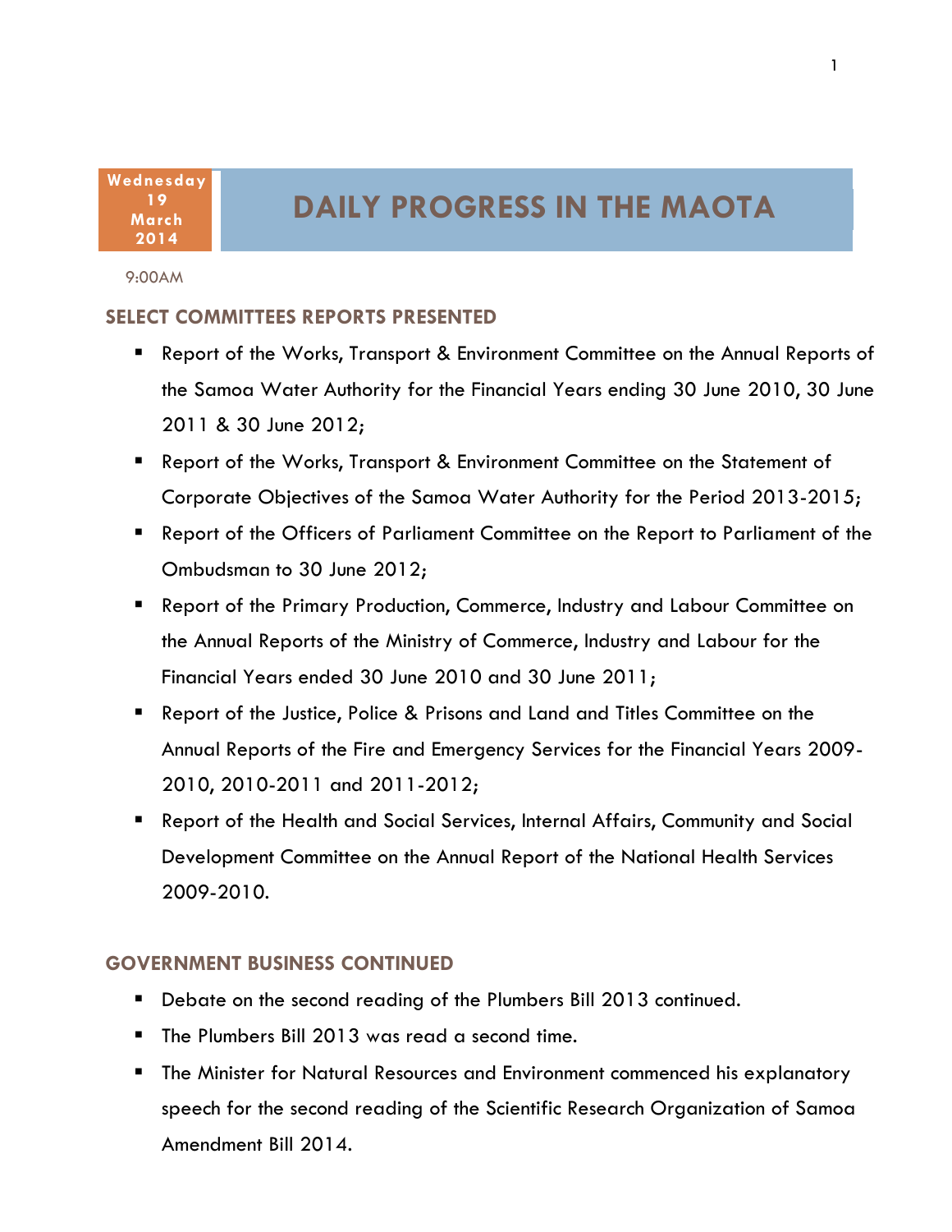Wednesday 19 March 2014

# DAILY PROGRESS IN THE MAOTA

9:00AM

## SELECT COMMITTEES REPORTS PRESENTED

- Report of the Works, Transport & Environment Committee on the Annual Reports of the Samoa Water Authority for the Financial Years ending 30 June 2010, 30 June 2011 & 30 June 2012;
- Report of the Works, Transport & Environment Committee on the Statement of Corporate Objectives of the Samoa Water Authority for the Period 2013-2015;
- Report of the Officers of Parliament Committee on the Report to Parliament of the Ombudsman to 30 June 2012;
- Report of the Primary Production, Commerce, Industry and Labour Committee on the Annual Reports of the Ministry of Commerce, Industry and Labour for the Financial Years ended 30 June 2010 and 30 June 2011;
- Report of the Justice, Police & Prisons and Land and Titles Committee on the Annual Reports of the Fire and Emergency Services for the Financial Years 2009-2010, 2010-2011 and 2011-2012;
- Report of the Health and Social Services, Internal Affairs, Community and Social Development Committee on the Annual Report of the National Health Services 2009-2010.

## GOVERNMENT BUSINESS CONTINUED

- Debate on the second reading of the Plumbers Bill 2013 continued.
- The Plumbers Bill 2013 was read a second time.
- The Minister for Natural Resources and Environment commenced his explanatory speech for the second reading of the Scientific Research Organization of Samoa Amendment Bill 2014.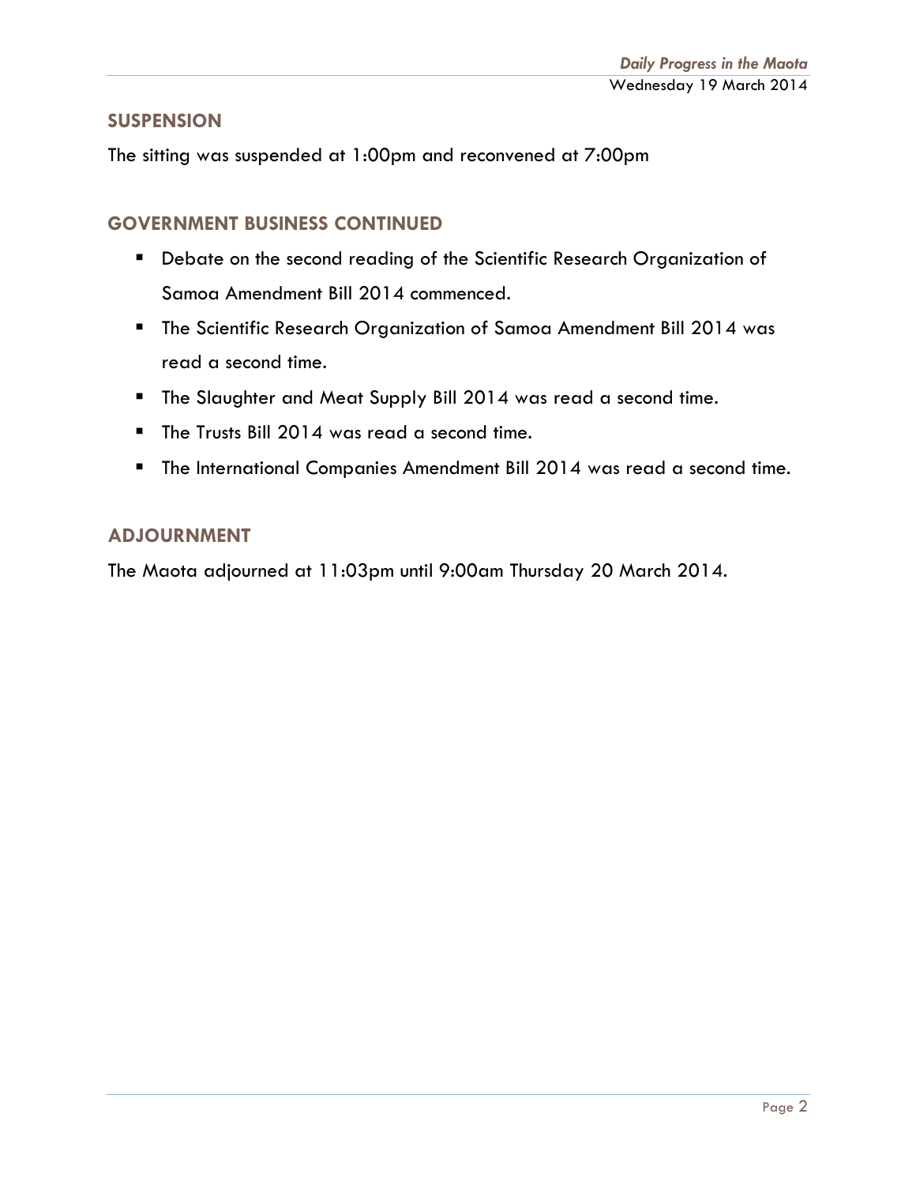## SUSPENSION

The sitting was suspended at 1:00pm and reconvened at 7:00pm

## GOVERNMENT BUSINESS CONTINUED

- Debate on the second reading of the Scientific Research Organization of Samoa Amendment Bill 2014 commenced.
- The Scientific Research Organization of Samoa Amendment Bill 2014 was read a second time.
- The Slaughter and Meat Supply Bill 2014 was read a second time.
- The Trusts Bill 2014 was read a second time.
- The International Companies Amendment Bill 2014 was read a second time.

## ADJOURNMENT

The Maota adjourned at 11:03pm until 9:00am Thursday 20 March 2014.